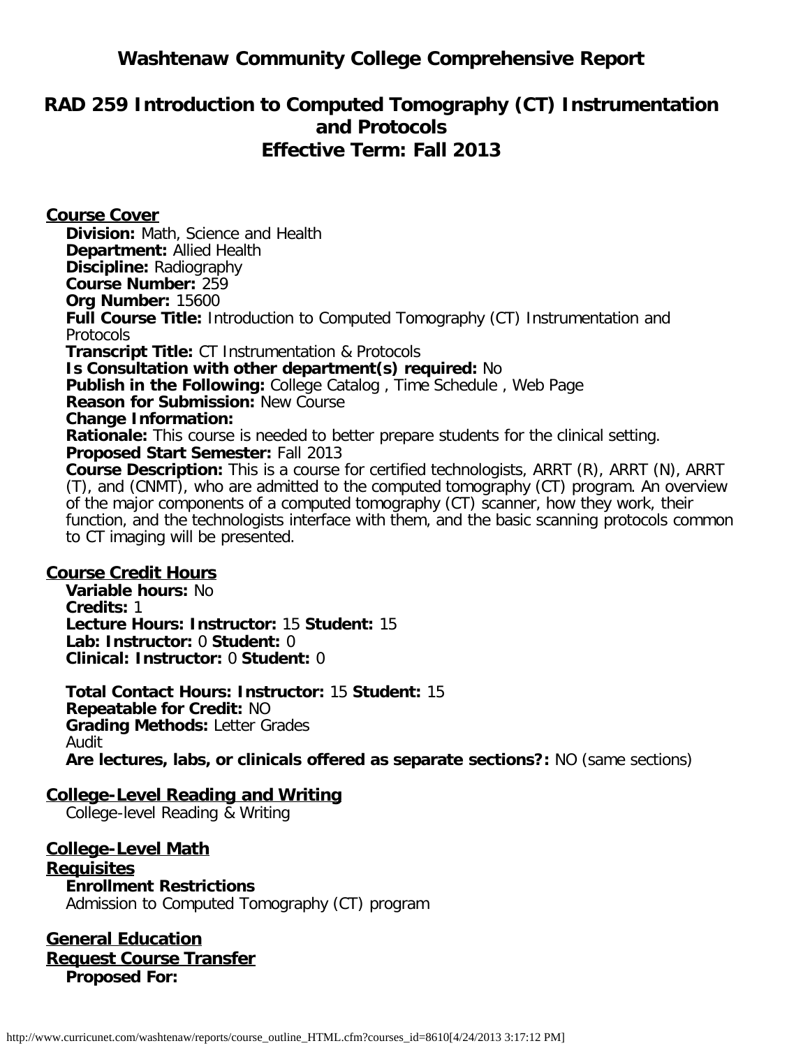# Washtenaw Community College Comprehensive Report

## RAD 259 Introduction to Computed Tomography (CT) Instrumentation and Protocols
## Effective Term: Fall 2013

### Course Cover

**Division:** Math, Science and Health
**Department:** Allied Health
**Discipline:** Radiography
**Course Number:** 259
**Org Number:** 15600
**Full Course Title:** Introduction to Computed Tomography (CT) Instrumentation and Protocols
**Transcript Title:** CT Instrumentation & Protocols
**Is Consultation with other department(s) required:** No
**Publish in the Following:** College Catalog , Time Schedule , Web Page
**Reason for Submission:** New Course
**Change Information:**
**Rationale:** This course is needed to better prepare students for the clinical setting.
**Proposed Start Semester:** Fall 2013
**Course Description:** This is a course for certified technologists, ARRT (R), ARRT (N), ARRT (T), and (CNMT), who are admitted to the computed tomography (CT) program. An overview of the major components of a computed tomography (CT) scanner, how they work, their function, and the technologists interface with them, and the basic scanning protocols common to CT imaging will be presented.

### Course Credit Hours

**Variable hours:** No
**Credits:** 1
**Lecture Hours: Instructor:** 15 **Student:** 15
**Lab: Instructor:** 0 **Student:** 0
**Clinical: Instructor:** 0 **Student:** 0

**Total Contact Hours: Instructor:** 15 **Student:** 15
**Repeatable for Credit:** NO
**Grading Methods:** Letter Grades
Audit
**Are lectures, labs, or clinicals offered as separate sections?:** NO (same sections)

### College-Level Reading and Writing

College-level Reading & Writing

### College-Level Math

### Requisites

**Enrollment Restrictions**
Admission to Computed Tomography (CT) program

### General Education

### Request Course Transfer

**Proposed For:**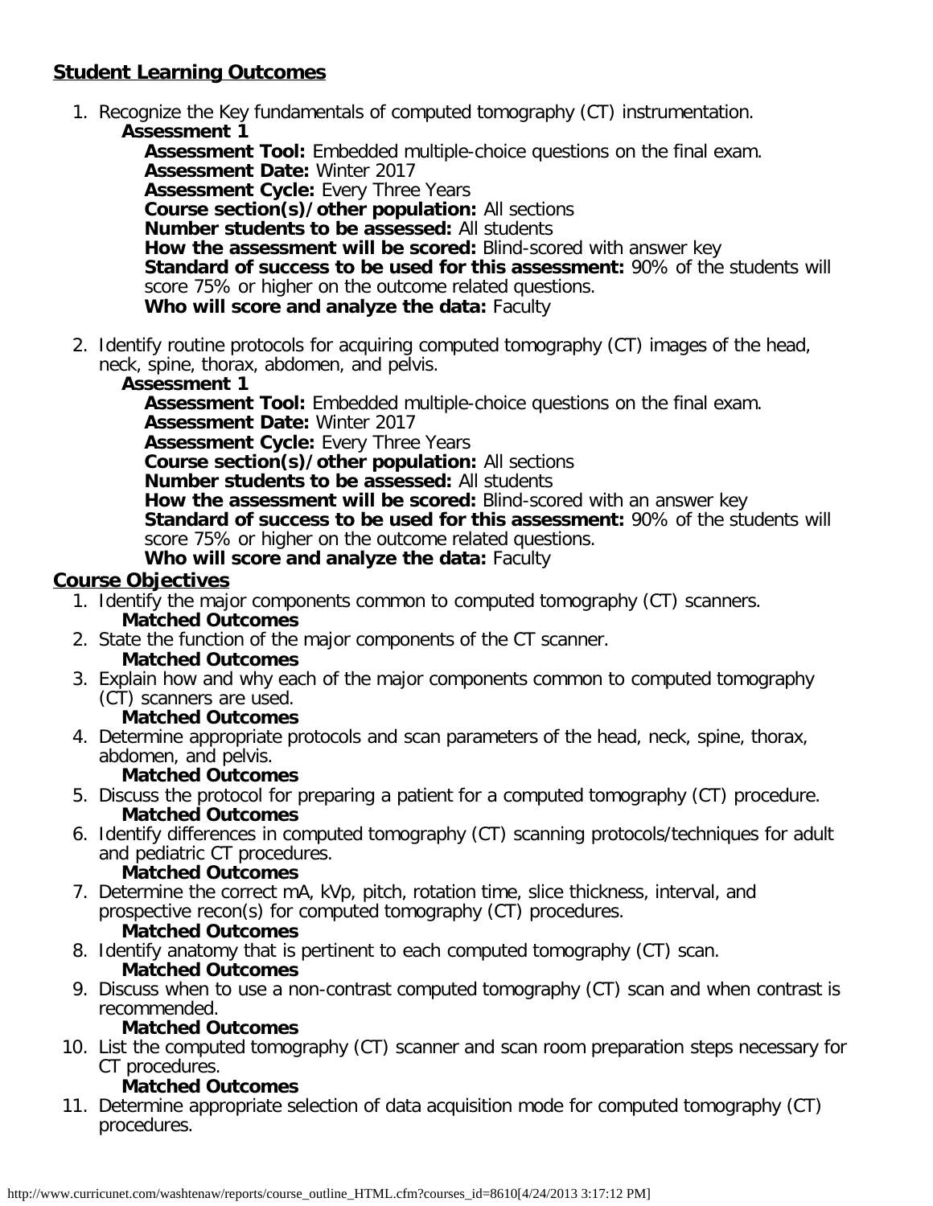## Student Learning Outcomes

1. Recognize the Key fundamentals of computed tomography (CT) instrumentation.
   **Assessment 1**
   **Assessment Tool:** Embedded multiple-choice questions on the final exam.
   **Assessment Date:** Winter 2017
   **Assessment Cycle:** Every Three Years
   **Course section(s)/other population:** All sections
   **Number students to be assessed:** All students
   **How the assessment will be scored:** Blind-scored with answer key
   **Standard of success to be used for this assessment:** 90% of the students will score 75% or higher on the outcome related questions.
   **Who will score and analyze the data:** Faculty

2. Identify routine protocols for acquiring computed tomography (CT) images of the head, neck, spine, thorax, abdomen, and pelvis.
   **Assessment 1**
   **Assessment Tool:** Embedded multiple-choice questions on the final exam.
   **Assessment Date:** Winter 2017
   **Assessment Cycle:** Every Three Years
   **Course section(s)/other population:** All sections
   **Number students to be assessed:** All students
   **How the assessment will be scored:** Blind-scored with an answer key
   **Standard of success to be used for this assessment:** 90% of the students will score 75% or higher on the outcome related questions.
   **Who will score and analyze the data:** Faculty

## Course Objectives

1. Identify the major components common to computed tomography (CT) scanners.
   **Matched Outcomes**
2. State the function of the major components of the CT scanner.
   **Matched Outcomes**
3. Explain how and why each of the major components common to computed tomography (CT) scanners are used.
   **Matched Outcomes**
4. Determine appropriate protocols and scan parameters of the head, neck, spine, thorax, abdomen, and pelvis.
   **Matched Outcomes**
5. Discuss the protocol for preparing a patient for a computed tomography (CT) procedure.
   **Matched Outcomes**
6. Identify differences in computed tomography (CT) scanning protocols/techniques for adult and pediatric CT procedures.
   **Matched Outcomes**
7. Determine the correct mA, kVp, pitch, rotation time, slice thickness, interval, and prospective recon(s) for computed tomography (CT) procedures.
   **Matched Outcomes**
8. Identify anatomy that is pertinent to each computed tomography (CT) scan.
   **Matched Outcomes**
9. Discuss when to use a non-contrast computed tomography (CT) scan and when contrast is recommended.
   **Matched Outcomes**
10. List the computed tomography (CT) scanner and scan room preparation steps necessary for CT procedures.
    **Matched Outcomes**
11. Determine appropriate selection of data acquisition mode for computed tomography (CT) procedures.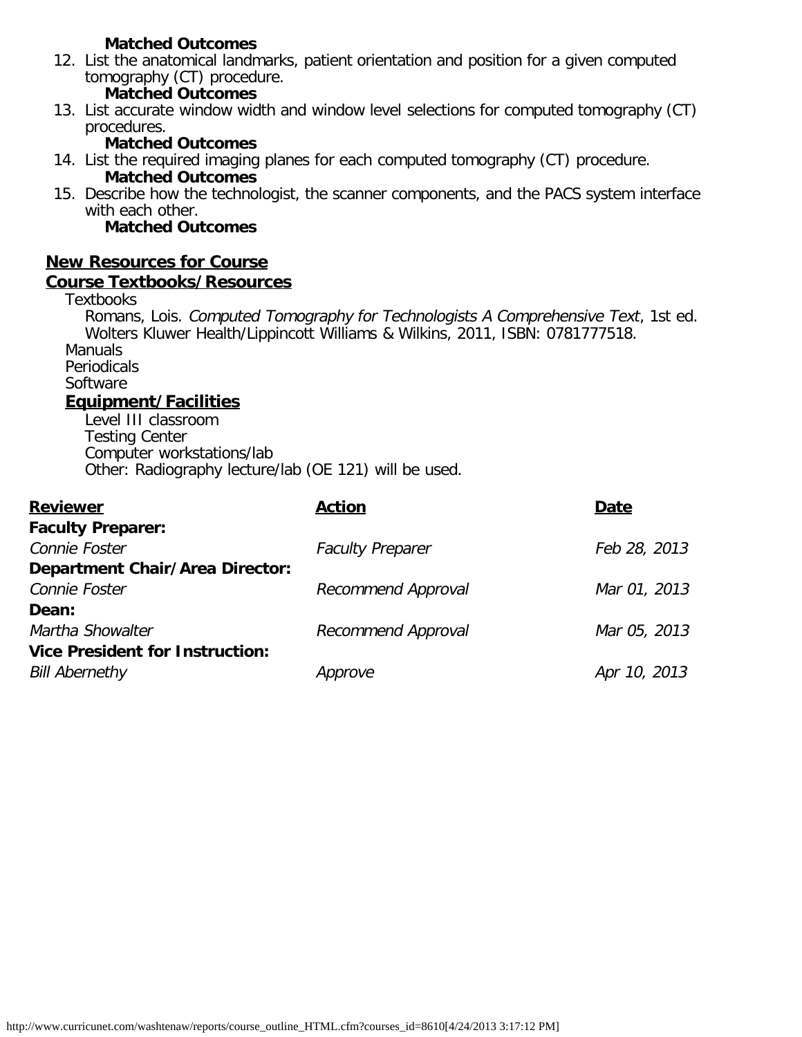**Matched Outcomes**

12. List the anatomical landmarks, patient orientation and position for a given computed tomography (CT) procedure.
    **Matched Outcomes**
13. List accurate window width and window level selections for computed tomography (CT) procedures.
    **Matched Outcomes**
14. List the required imaging planes for each computed tomography (CT) procedure.
    **Matched Outcomes**
15. Describe how the technologist, the scanner components, and the PACS system interface with each other.
    **Matched Outcomes**

**New Resources for Course**

**Course Textbooks/Resources**

Textbooks

Romans, Lois. *Computed Tomography for Technologists A Comprehensive Text*, 1st ed. Wolters Kluwer Health/Lippincott Williams & Wilkins, 2011, ISBN: 0781777518.

Manuals

Periodicals

Software

**Equipment/Facilities**

Level III classroom

Testing Center

Computer workstations/lab

Other: Radiography lecture/lab (OE 121) will be used.

| Reviewer | Action | Date |
|---|---|---|
| **Faculty Preparer:** | | |
| *Connie Foster* | *Faculty Preparer* | *Feb 28, 2013* |
| **Department Chair/Area Director:** | | |
| *Connie Foster* | *Recommend Approval* | *Mar 01, 2013* |
| **Dean:** | | |
| *Martha Showalter* | *Recommend Approval* | *Mar 05, 2013* |
| **Vice President for Instruction:** | | |
| *Bill Abernethy* | *Approve* | *Apr 10, 2013* |